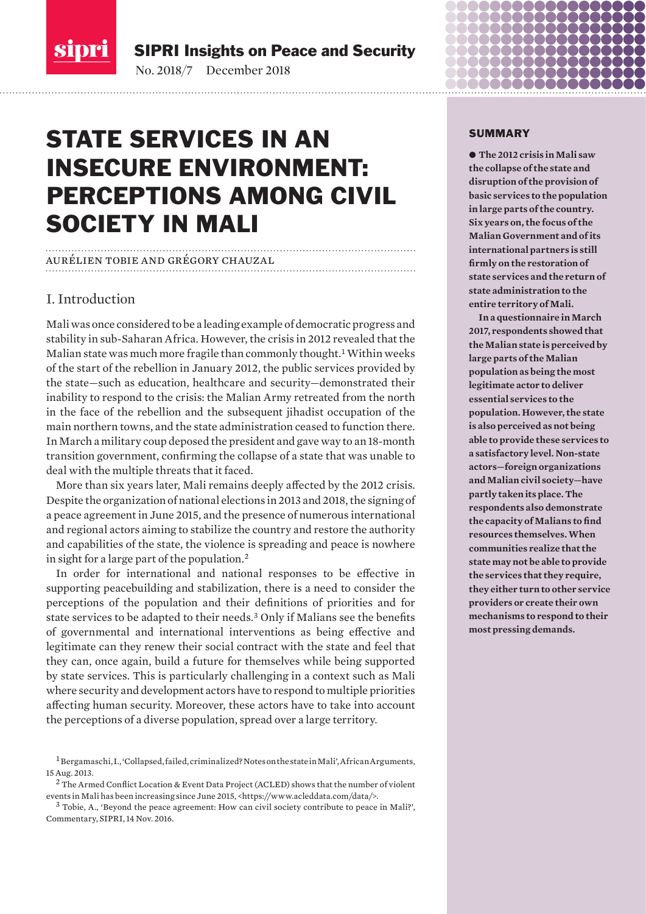SIPRI Insights on Peace and Security

No. 2018/7 December 2018

# STATE SERVICES IN AN INSECURE ENVIRONMENT: PERCEPTIONS AMONG CIVIL SOCIETY IN MALI

AURÉLIEN TOBIE AND GRÉGORY CHAUZAL

## SUMMARY

**The 2012 crisis in Mali saw the collapse of the state and disruption of the provision of basic services to the population in large parts of the country. Six years on, the focus of the Malian Government and of its international partners is still firmly on the restoration of state services and the return of state administration to the entire territory of Mali.**

**In a questionnaire in March 2017, respondents showed that the Malian state is perceived by large parts of the Malian population as being the most legitimate actor to deliver essential services to the population. However, the state is also perceived as not being able to provide these services to a satisfactory level. Non-state actors—foreign organizations and Malian civil society—have partly taken its place. The respondents also demonstrate the capacity of Malians to find resources themselves. When communities realize that the state may not be able to provide the services that they require, they either turn to other service providers or create their own mechanisms to respond to their most pressing demands.**

## I. Introduction

Mali was once considered to be a leading example of democratic progress and stability in sub-Saharan Africa. However, the crisis in 2012 revealed that the Malian state was much more fragile than commonly thought.[1] Within weeks of the start of the rebellion in January 2012, the public services provided by the state—such as education, healthcare and security—demonstrated their inability to respond to the crisis: the Malian Army retreated from the north in the face of the rebellion and the subsequent jihadist occupation of the main northern towns, and the state administration ceased to function there. In March a military coup deposed the president and gave way to an 18-month transition government, confirming the collapse of a state that was unable to deal with the multiple threats that it faced.

More than six years later, Mali remains deeply affected by the 2012 crisis. Despite the organization of national elections in 2013 and 2018, the signing of a peace agreement in June 2015, and the presence of numerous international and regional actors aiming to stabilize the country and restore the authority and capabilities of the state, the violence is spreading and peace is nowhere in sight for a large part of the population.[2]

In order for international and national responses to be effective in supporting peacebuilding and stabilization, there is a need to consider the perceptions of the population and their definitions of priorities and for state services to be adapted to their needs.[3] Only if Malians see the benefits of governmental and international interventions as being effective and legitimate can they renew their social contract with the state and feel that they can, once again, build a future for themselves while being supported by state services. This is particularly challenging in a context such as Mali where security and development actors have to respond to multiple priorities affecting human security. Moreover, these actors have to take into account the perceptions of a diverse population, spread over a large territory.

[1] Bergamaschi, I., 'Collapsed, failed, criminalized? Notes on the state in Mali', African Arguments, 15 Aug. 2013.

[2] The Armed Conflict Location & Event Data Project (ACLED) shows that the number of violent events in Mali has been increasing since June 2015, <https://www.acleddata.com/data/>.

[3] Tobie, A., 'Beyond the peace agreement: How can civil society contribute to peace in Mali?', Commentary, SIPRI, 14 Nov. 2016.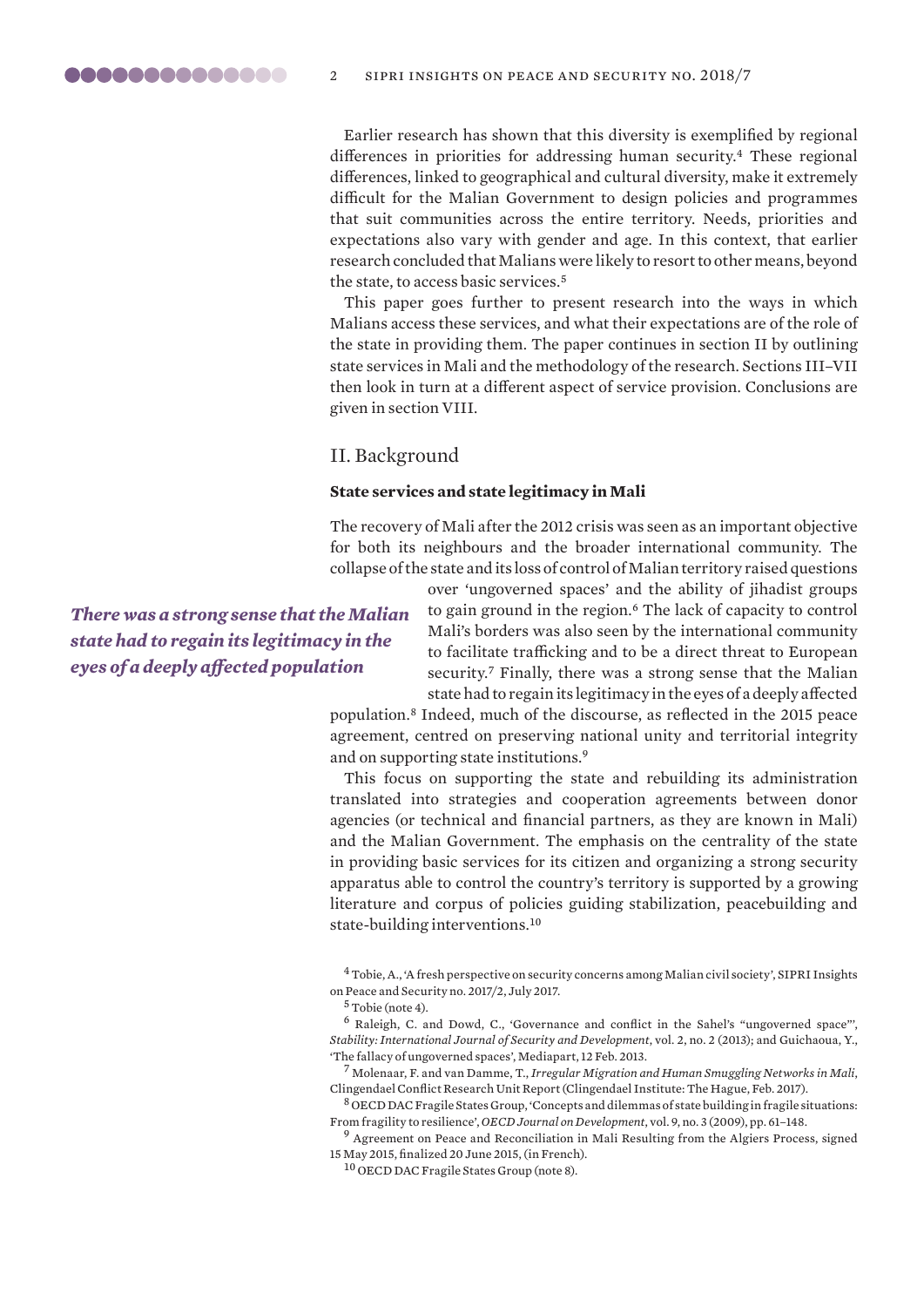Earlier research has shown that this diversity is exemplified by regional differences in priorities for addressing human security.[4] These regional differences, linked to geographical and cultural diversity, make it extremely difficult for the Malian Government to design policies and programmes that suit communities across the entire territory. Needs, priorities and expectations also vary with gender and age. In this context, that earlier research concluded that Malians were likely to resort to other means, beyond the state, to access basic services.[5]

This paper goes further to present research into the ways in which Malians access these services, and what their expectations are of the role of the state in providing them. The paper continues in section II by outlining state services in Mali and the methodology of the research. Sections III–VII then look in turn at a different aspect of service provision. Conclusions are given in section VIII.

## II. Background

### State services and state legitimacy in Mali

The recovery of Mali after the 2012 crisis was seen as an important objective for both its neighbours and the broader international community. The collapse of the state and its loss of control of Malian territory raised questions over 'ungoverned spaces' and the ability of jihadist groups to gain ground in the region.[6] The lack of capacity to control Mali's borders was also seen by the international community to facilitate trafficking and to be a direct threat to European security.[7] Finally, there was a strong sense that the Malian state had to regain its legitimacy in the eyes of a deeply affected population.[8] Indeed, much of the discourse, as reflected in the 2015 peace agreement, centred on preserving national unity and territorial integrity and on supporting state institutions.[9]

***There was a strong sense that the Malian state had to regain its legitimacy in the eyes of a deeply affected population***

This focus on supporting the state and rebuilding its administration translated into strategies and cooperation agreements between donor agencies (or technical and financial partners, as they are known in Mali) and the Malian Government. The emphasis on the centrality of the state in providing basic services for its citizen and organizing a strong security apparatus able to control the country's territory is supported by a growing literature and corpus of policies guiding stabilization, peacebuilding and state-building interventions.[10]

[4] Tobie, A., 'A fresh perspective on security concerns among Malian civil society', SIPRI Insights on Peace and Security no. 2017/2, July 2017.

[5] Tobie (note 4).

[6] Raleigh, C. and Dowd, C., 'Governance and conflict in the Sahel's "ungoverned space"', *Stability: International Journal of Security and Development*, vol. 2, no. 2 (2013); and Guichaoua, Y., 'The fallacy of ungoverned spaces', Mediapart, 12 Feb. 2013.

[7] Molenaar, F. and van Damme, T., *Irregular Migration and Human Smuggling Networks in Mali*, Clingendael Conflict Research Unit Report (Clingendael Institute: The Hague, Feb. 2017).

[8] OECD DAC Fragile States Group, 'Concepts and dilemmas of state building in fragile situations: From fragility to resilience', *OECD Journal on Development*, vol. 9, no. 3 (2009), pp. 61–148.

[9] Agreement on Peace and Reconciliation in Mali Resulting from the Algiers Process, signed 15 May 2015, finalized 20 June 2015, (in French).

[10] OECD DAC Fragile States Group (note 8).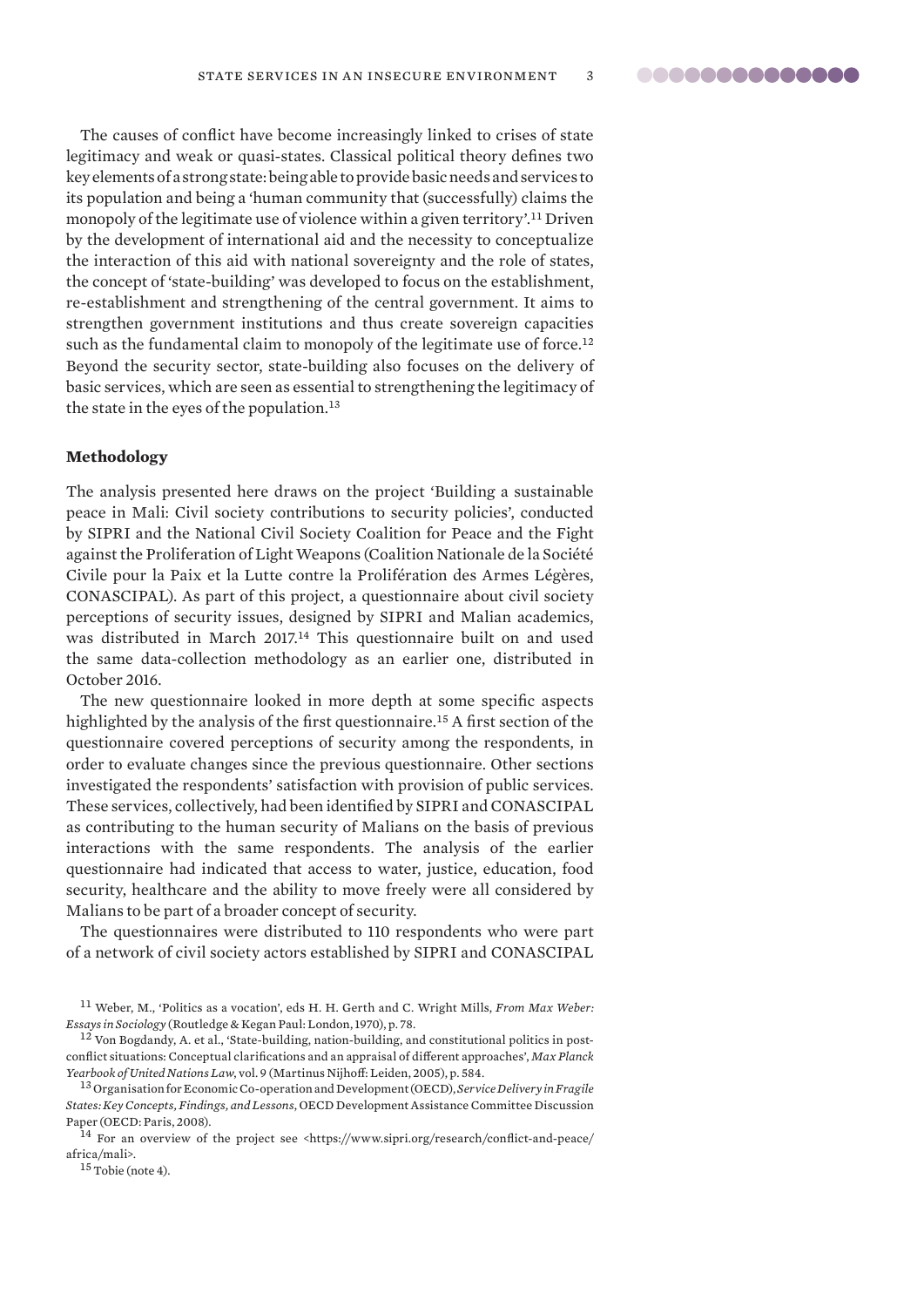The causes of conflict have become increasingly linked to crises of state legitimacy and weak or quasi-states. Classical political theory defines two key elements of a strong state: being able to provide basic needs and services to its population and being a 'human community that (successfully) claims the monopoly of the legitimate use of violence within a given territory'.[11] Driven by the development of international aid and the necessity to conceptualize the interaction of this aid with national sovereignty and the role of states, the concept of 'state-building' was developed to focus on the establishment, re-establishment and strengthening of the central government. It aims to strengthen government institutions and thus create sovereign capacities such as the fundamental claim to monopoly of the legitimate use of force.[12] Beyond the security sector, state-building also focuses on the delivery of basic services, which are seen as essential to strengthening the legitimacy of the state in the eyes of the population.[13]

## Methodology

The analysis presented here draws on the project 'Building a sustainable peace in Mali: Civil society contributions to security policies', conducted by SIPRI and the National Civil Society Coalition for Peace and the Fight against the Proliferation of Light Weapons (Coalition Nationale de la Société Civile pour la Paix et la Lutte contre la Prolifération des Armes Légères, CONASCIPAL). As part of this project, a questionnaire about civil society perceptions of security issues, designed by SIPRI and Malian academics, was distributed in March 2017.[14] This questionnaire built on and used the same data-collection methodology as an earlier one, distributed in October 2016.

The new questionnaire looked in more depth at some specific aspects highlighted by the analysis of the first questionnaire.[15] A first section of the questionnaire covered perceptions of security among the respondents, in order to evaluate changes since the previous questionnaire. Other sections investigated the respondents' satisfaction with provision of public services. These services, collectively, had been identified by SIPRI and CONASCIPAL as contributing to the human security of Malians on the basis of previous interactions with the same respondents. The analysis of the earlier questionnaire had indicated that access to water, justice, education, food security, healthcare and the ability to move freely were all considered by Malians to be part of a broader concept of security.

The questionnaires were distributed to 110 respondents who were part of a network of civil society actors established by SIPRI and CONASCIPAL

[11] Weber, M., 'Politics as a vocation', eds H. H. Gerth and C. Wright Mills, *From Max Weber: Essays in Sociology* (Routledge & Kegan Paul: London, 1970), p. 78.

[12] Von Bogdandy, A. et al., 'State-building, nation-building, and constitutional politics in post-conflict situations: Conceptual clarifications and an appraisal of different approaches', *Max Planck Yearbook of United Nations Law*, vol. 9 (Martinus Nijhoff: Leiden, 2005), p. 584.

[13] Organisation for Economic Co-operation and Development (OECD), *Service Delivery in Fragile States: Key Concepts, Findings, and Lessons*, OECD Development Assistance Committee Discussion Paper (OECD: Paris, 2008).

[14] For an overview of the project see <https://www.sipri.org/research/conflict-and-peace/africa/mali>.

[15] Tobie (note 4).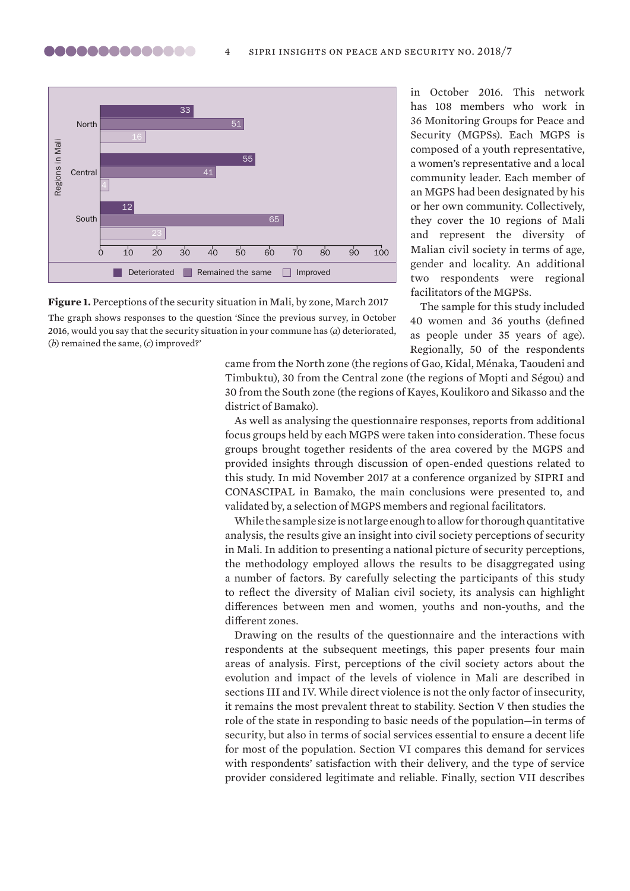| Regions in Mali | Deteriorated | Remained the same | Improved |
|---|---|---|---|
| North | 33 | 51 | 16 |
| Central | 55 | 41 | 4 |
| South | 12 | 65 | 23 |

**Figure 1.** Perceptions of the security situation in Mali, by zone, March 2017

The graph shows responses to the question 'Since the previous survey, in October 2016, would you say that the security situation in your commune has (*a*) deteriorated, (*b*) remained the same, (*c*) improved?'

in October 2016. This network has 108 members who work in 36 Monitoring Groups for Peace and Security (MGPSs). Each MGPS is composed of a youth representative, a women's representative and a local community leader. Each member of an MGPS had been designated by his or her own community. Collectively, they cover the 10 regions of Mali and represent the diversity of Malian civil society in terms of age, gender and locality. An additional two respondents were regional facilitators of the MGPSs.

The sample for this study included 40 women and 36 youths (defined as people under 35 years of age). Regionally, 50 of the respondents came from the North zone (the regions of Gao, Kidal, Ménaka, Taoudeni and Timbuktu), 30 from the Central zone (the regions of Mopti and Ségou) and 30 from the South zone (the regions of Kayes, Koulikoro and Sikasso and the district of Bamako).

As well as analysing the questionnaire responses, reports from additional focus groups held by each MGPS were taken into consideration. These focus groups brought together residents of the area covered by the MGPS and provided insights through discussion of open-ended questions related to this study. In mid November 2017 at a conference organized by SIPRI and CONASCIPAL in Bamako, the main conclusions were presented to, and validated by, a selection of MGPS members and regional facilitators.

While the sample size is not large enough to allow for thorough quantitative analysis, the results give an insight into civil society perceptions of security in Mali. In addition to presenting a national picture of security perceptions, the methodology employed allows the results to be disaggregated using a number of factors. By carefully selecting the participants of this study to reflect the diversity of Malian civil society, its analysis can highlight differences between men and women, youths and non-youths, and the different zones.

Drawing on the results of the questionnaire and the interactions with respondents at the subsequent meetings, this paper presents four main areas of analysis. First, perceptions of the civil society actors about the evolution and impact of the levels of violence in Mali are described in sections III and IV. While direct violence is not the only factor of insecurity, it remains the most prevalent threat to stability. Section V then studies the role of the state in responding to basic needs of the population—in terms of security, but also in terms of social services essential to ensure a decent life for most of the population. Section VI compares this demand for services with respondents' satisfaction with their delivery, and the type of service provider considered legitimate and reliable. Finally, section VII describes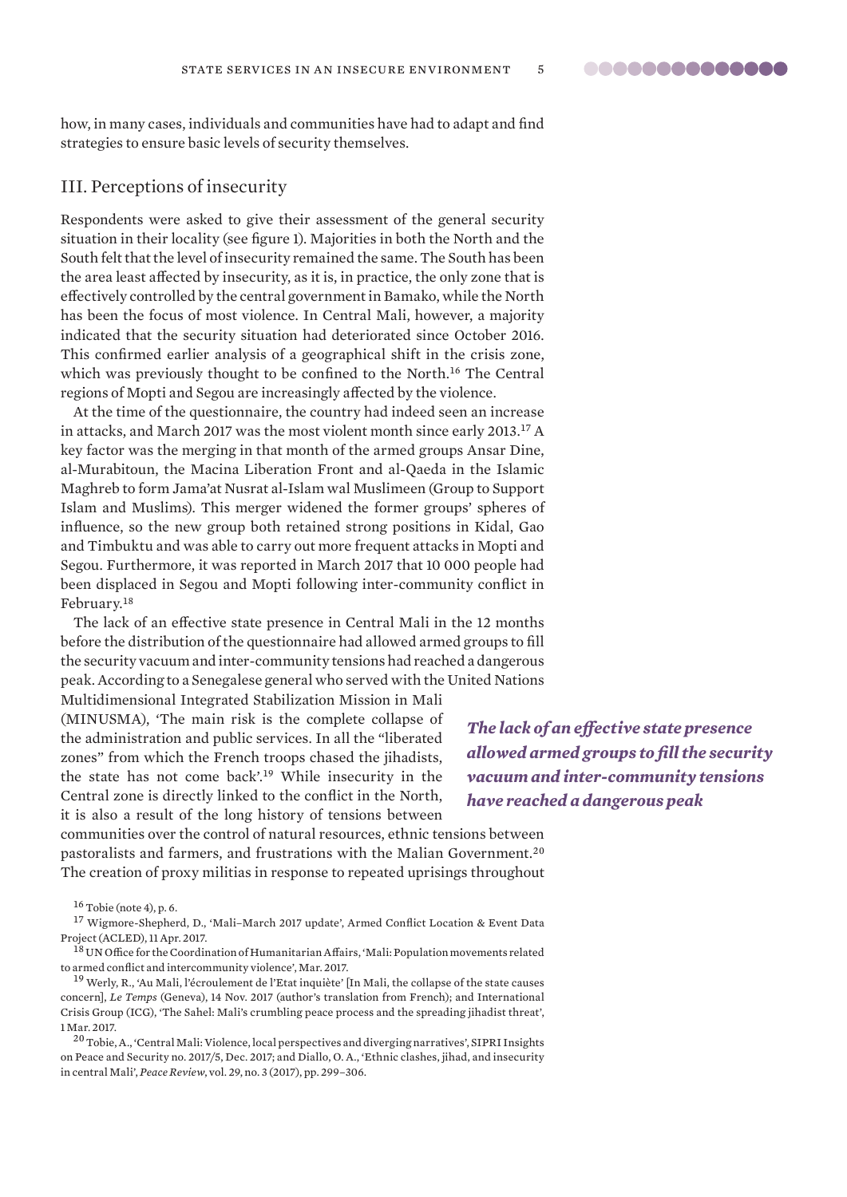how, in many cases, individuals and communities have had to adapt and find strategies to ensure basic levels of security themselves.

## III. Perceptions of insecurity

Respondents were asked to give their assessment of the general security situation in their locality (see figure 1). Majorities in both the North and the South felt that the level of insecurity remained the same. The South has been the area least affected by insecurity, as it is, in practice, the only zone that is effectively controlled by the central government in Bamako, while the North has been the focus of most violence. In Central Mali, however, a majority indicated that the security situation had deteriorated since October 2016. This confirmed earlier analysis of a geographical shift in the crisis zone, which was previously thought to be confined to the North.[16] The Central regions of Mopti and Segou are increasingly affected by the violence.

At the time of the questionnaire, the country had indeed seen an increase in attacks, and March 2017 was the most violent month since early 2013.[17] A key factor was the merging in that month of the armed groups Ansar Dine, al-Murabitoun, the Macina Liberation Front and al-Qaeda in the Islamic Maghreb to form Jama'at Nusrat al-Islam wal Muslimeen (Group to Support Islam and Muslims). This merger widened the former groups' spheres of influence, so the new group both retained strong positions in Kidal, Gao and Timbuktu and was able to carry out more frequent attacks in Mopti and Segou. Furthermore, it was reported in March 2017 that 10 000 people had been displaced in Segou and Mopti following inter-community conflict in February.[18]

The lack of an effective state presence in Central Mali in the 12 months before the distribution of the questionnaire had allowed armed groups to fill the security vacuum and inter-community tensions had reached a dangerous peak. According to a Senegalese general who served with the United Nations Multidimensional Integrated Stabilization Mission in Mali (MINUSMA), 'The main risk is the complete collapse of the administration and public services. In all the "liberated zones" from which the French troops chased the jihadists, the state has not come back'.[19] While insecurity in the Central zone is directly linked to the conflict in the North, it is also a result of the long history of tensions between communities over the control of natural resources, ethnic tensions between pastoralists and farmers, and frustrations with the Malian Government.[20] The creation of proxy militias in response to repeated uprisings throughout

***The lack of an effective state presence allowed armed groups to fill the security vacuum and inter-community tensions have reached a dangerous peak***

[16] Tobie (note 4), p. 6.

[17] Wigmore-Shepherd, D., 'Mali–March 2017 update', Armed Conflict Location & Event Data Project (ACLED), 11 Apr. 2017.

[18] UN Office for the Coordination of Humanitarian Affairs, 'Mali: Population movements related to armed conflict and intercommunity violence', Mar. 2017.

[19] Werly, R., 'Au Mali, l'écroulement de l'Etat inquiète' [In Mali, the collapse of the state causes concern], *Le Temps* (Geneva), 14 Nov. 2017 (author's translation from French); and International Crisis Group (ICG), 'The Sahel: Mali's crumbling peace process and the spreading jihadist threat', 1 Mar. 2017.

[20] Tobie, A., 'Central Mali: Violence, local perspectives and diverging narratives', SIPRI Insights on Peace and Security no. 2017/5, Dec. 2017; and Diallo, O. A., 'Ethnic clashes, jihad, and insecurity in central Mali', *Peace Review*, vol. 29, no. 3 (2017), pp. 299–306.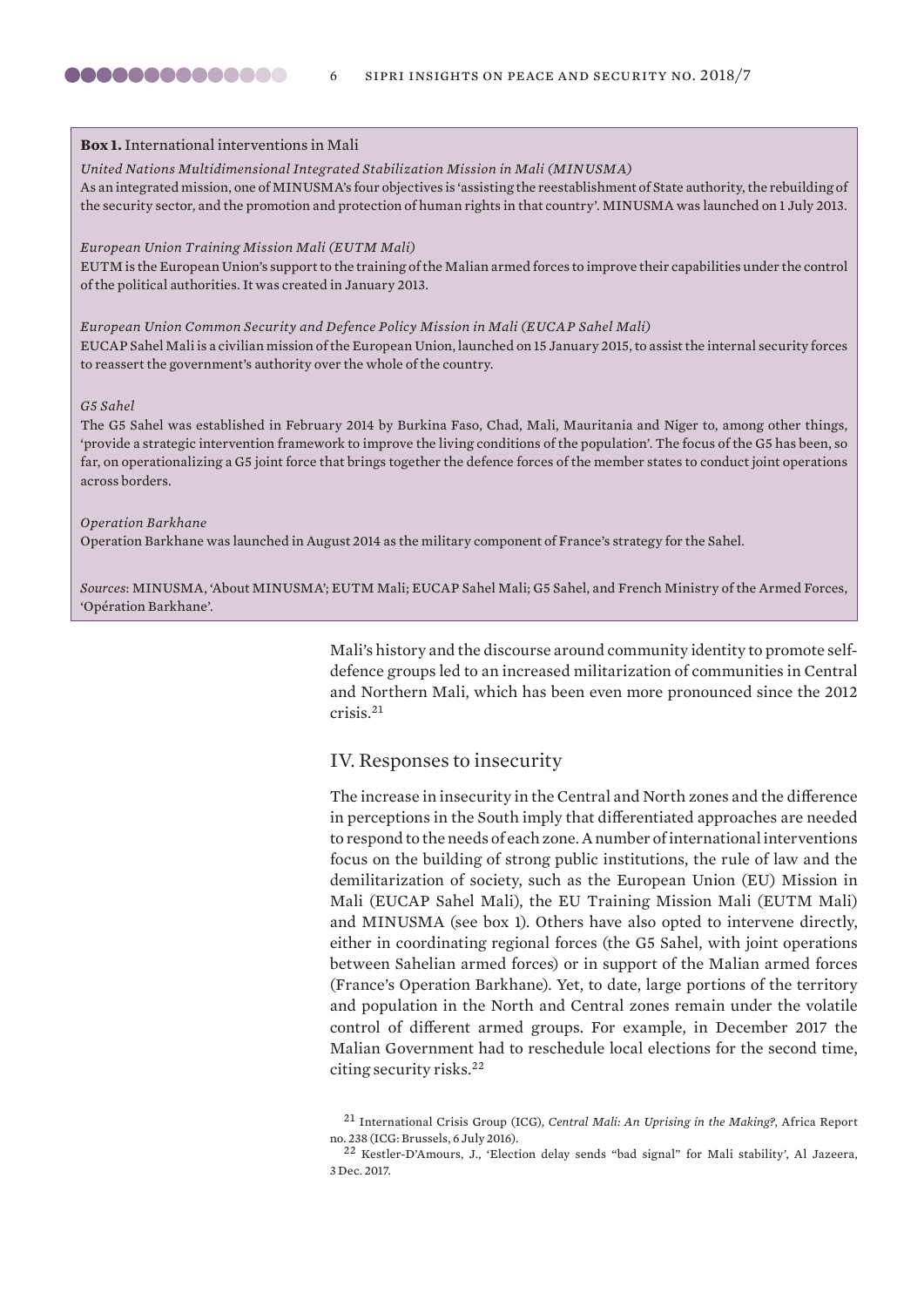**Box 1.** International interventions in Mali

*United Nations Multidimensional Integrated Stabilization Mission in Mali (MINUSMA)*
As an integrated mission, one of MINUSMA's four objectives is 'assisting the reestablishment of State authority, the rebuilding of the security sector, and the promotion and protection of human rights in that country'. MINUSMA was launched on 1 July 2013.

*European Union Training Mission Mali (EUTM Mali)*
EUTM is the European Union's support to the training of the Malian armed forces to improve their capabilities under the control of the political authorities. It was created in January 2013.

*European Union Common Security and Defence Policy Mission in Mali (EUCAP Sahel Mali)*
EUCAP Sahel Mali is a civilian mission of the European Union, launched on 15 January 2015, to assist the internal security forces to reassert the government's authority over the whole of the country.

*G5 Sahel*
The G5 Sahel was established in February 2014 by Burkina Faso, Chad, Mali, Mauritania and Niger to, among other things, 'provide a strategic intervention framework to improve the living conditions of the population'. The focus of the G5 has been, so far, on operationalizing a G5 joint force that brings together the defence forces of the member states to conduct joint operations across borders.

*Operation Barkhane*
Operation Barkhane was launched in August 2014 as the military component of France's strategy for the Sahel.

*Sources*: MINUSMA, 'About MINUSMA'; EUTM Mali; EUCAP Sahel Mali; G5 Sahel, and French Ministry of the Armed Forces, 'Opération Barkhane'.

Mali's history and the discourse around community identity to promote self-defence groups led to an increased militarization of communities in Central and Northern Mali, which has been even more pronounced since the 2012 crisis.[21]

## IV. Responses to insecurity

The increase in insecurity in the Central and North zones and the difference in perceptions in the South imply that differentiated approaches are needed to respond to the needs of each zone. A number of international interventions focus on the building of strong public institutions, the rule of law and the demilitarization of society, such as the European Union (EU) Mission in Mali (EUCAP Sahel Mali), the EU Training Mission Mali (EUTM Mali) and MINUSMA (see box 1). Others have also opted to intervene directly, either in coordinating regional forces (the G5 Sahel, with joint operations between Sahelian armed forces) or in support of the Malian armed forces (France's Operation Barkhane). Yet, to date, large portions of the territory and population in the North and Central zones remain under the volatile control of different armed groups. For example, in December 2017 the Malian Government had to reschedule local elections for the second time, citing security risks.[22]

[21] International Crisis Group (ICG), *Central Mali: An Uprising in the Making?*, Africa Report no. 238 (ICG: Brussels, 6 July 2016).

[22] Kestler-D'Amours, J., 'Election delay sends "bad signal" for Mali stability', Al Jazeera, 3 Dec. 2017.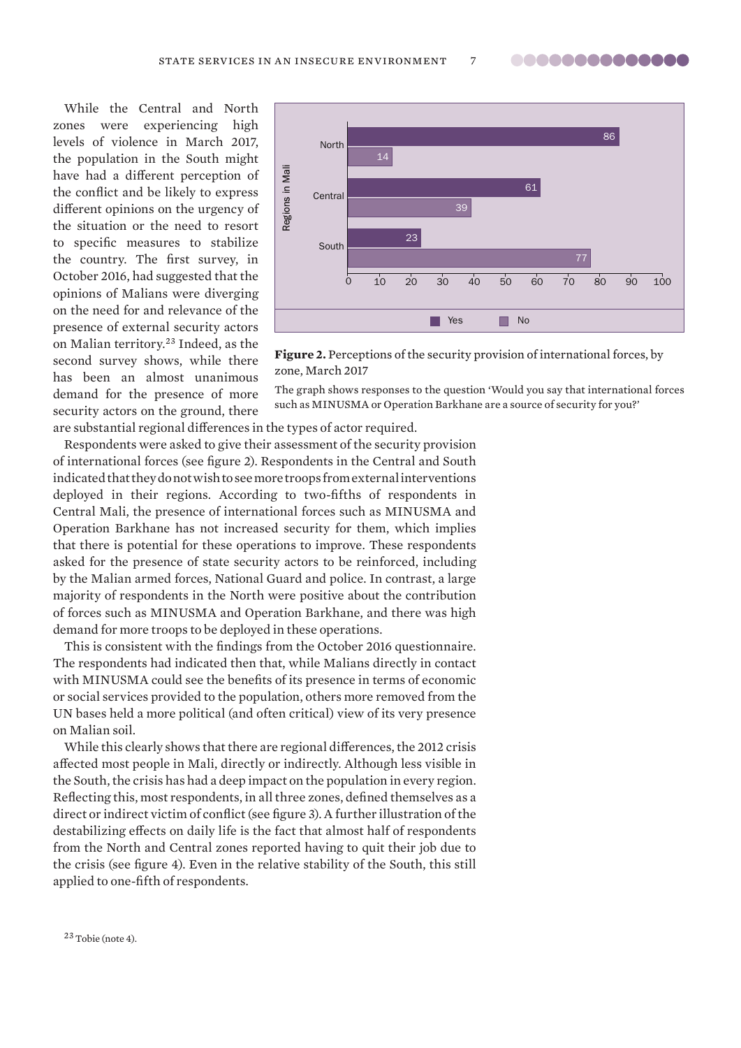While the Central and North zones were experiencing high levels of violence in March 2017, the population in the South might have had a different perception of the conflict and be likely to express different opinions on the urgency of the situation or the need to resort to specific measures to stabilize the country. The first survey, in October 2016, had suggested that the opinions of Malians were diverging on the need for and relevance of the presence of external security actors on Malian territory.[23] Indeed, as the second survey shows, while there has been an almost unanimous demand for the presence of more security actors on the ground, there are substantial regional differences in the types of actor required.

| Regions in Mali | Yes | No |
| --- | --- | --- |
| North | 86 | 14 |
| Central | 61 | 39 |
| South | 23 | 77 |

**Figure 2.** Perceptions of the security provision of international forces, by zone, March 2017

The graph shows responses to the question 'Would you say that international forces such as MINUSMA or Operation Barkhane are a source of security for you?'

Respondents were asked to give their assessment of the security provision of international forces (see figure 2). Respondents in the Central and South indicated that they do not wish to see more troops from external interventions deployed in their regions. According to two-fifths of respondents in Central Mali, the presence of international forces such as MINUSMA and Operation Barkhane has not increased security for them, which implies that there is potential for these operations to improve. These respondents asked for the presence of state security actors to be reinforced, including by the Malian armed forces, National Guard and police. In contrast, a large majority of respondents in the North were positive about the contribution of forces such as MINUSMA and Operation Barkhane, and there was high demand for more troops to be deployed in these operations.

This is consistent with the findings from the October 2016 questionnaire. The respondents had indicated then that, while Malians directly in contact with MINUSMA could see the benefits of its presence in terms of economic or social services provided to the population, others more removed from the UN bases held a more political (and often critical) view of its very presence on Malian soil.

While this clearly shows that there are regional differences, the 2012 crisis affected most people in Mali, directly or indirectly. Although less visible in the South, the crisis has had a deep impact on the population in every region. Reflecting this, most respondents, in all three zones, defined themselves as a direct or indirect victim of conflict (see figure 3). A further illustration of the destabilizing effects on daily life is the fact that almost half of respondents from the North and Central zones reported having to quit their job due to the crisis (see figure 4). Even in the relative stability of the South, this still applied to one-fifth of respondents.

[23] Tobie (note 4).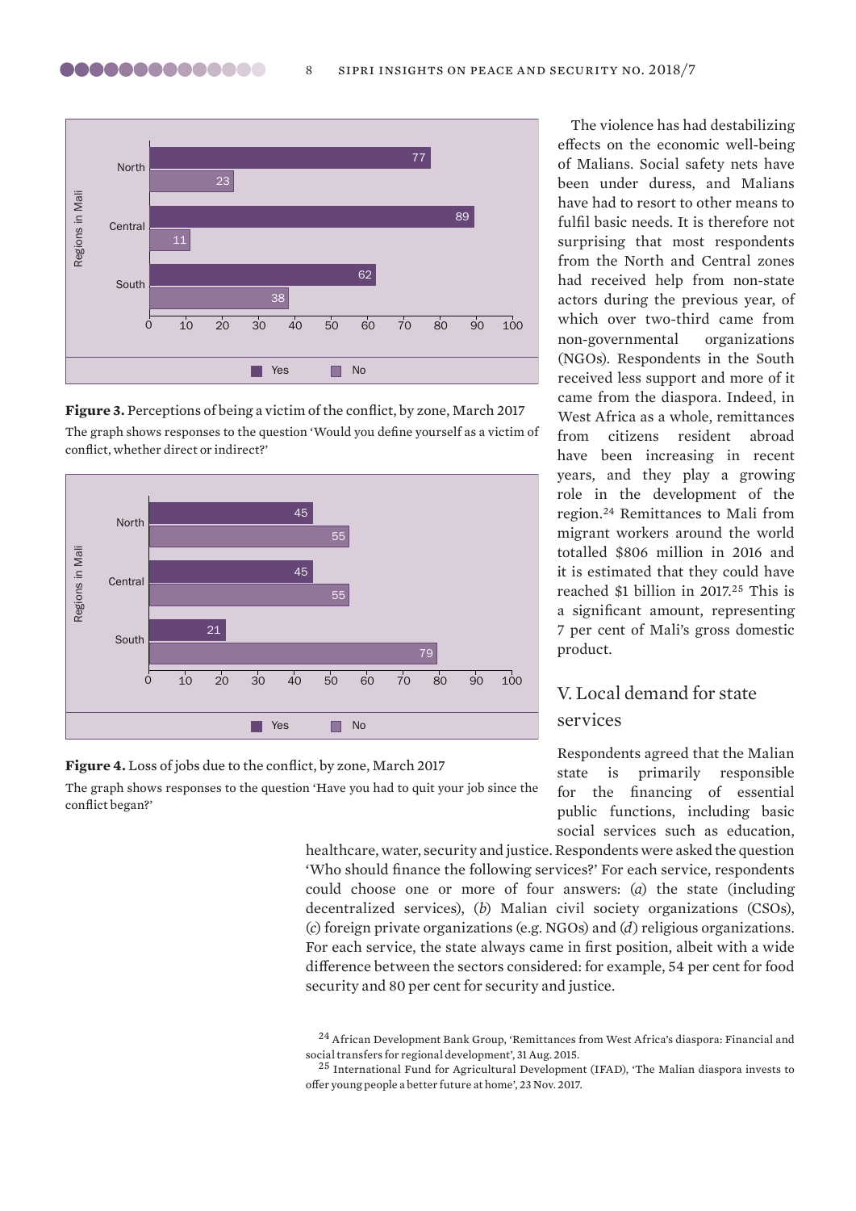| Regions in Mali | Yes | No |
|---|---|---|
| North | 77 | 23 |
| Central | 89 | 11 |
| South | 62 | 38 |

**Figure 3.** Perceptions of being a victim of the conflict, by zone, March 2017

The graph shows responses to the question 'Would you define yourself as a victim of conflict, whether direct or indirect?'

| Regions in Mali | Yes | No |
|---|---|---|
| North | 45 | 55 |
| Central | 45 | 55 |
| South | 21 | 79 |

**Figure 4.** Loss of jobs due to the conflict, by zone, March 2017

The graph shows responses to the question 'Have you had to quit your job since the conflict began?'

The violence has had destabilizing effects on the economic well-being of Malians. Social safety nets have been under duress, and Malians have had to resort to other means to fulfil basic needs. It is therefore not surprising that most respondents from the North and Central zones had received help from non-state actors during the previous year, of which over two-third came from non-governmental organizations (NGOs). Respondents in the South received less support and more of it came from the diaspora. Indeed, in West Africa as a whole, remittances from citizens resident abroad have been increasing in recent years, and they play a growing role in the development of the region.[24] Remittances to Mali from migrant workers around the world totalled $806 million in 2016 and it is estimated that they could have reached $1 billion in 2017.[25] This is a significant amount, representing 7 per cent of Mali's gross domestic product.

## V. Local demand for state services

Respondents agreed that the Malian state is primarily responsible for the financing of essential public functions, including basic social services such as education, healthcare, water, security and justice. Respondents were asked the question 'Who should finance the following services?' For each service, respondents could choose one or more of four answers: (*a*) the state (including decentralized services), (*b*) Malian civil society organizations (CSOs), (*c*) foreign private organizations (e.g. NGOs) and (*d*) religious organizations. For each service, the state always came in first position, albeit with a wide difference between the sectors considered: for example, 54 per cent for food security and 80 per cent for security and justice.

[24] African Development Bank Group, 'Remittances from West Africa's diaspora: Financial and social transfers for regional development', 31 Aug. 2015.

[25] International Fund for Agricultural Development (IFAD), 'The Malian diaspora invests to offer young people a better future at home', 23 Nov. 2017.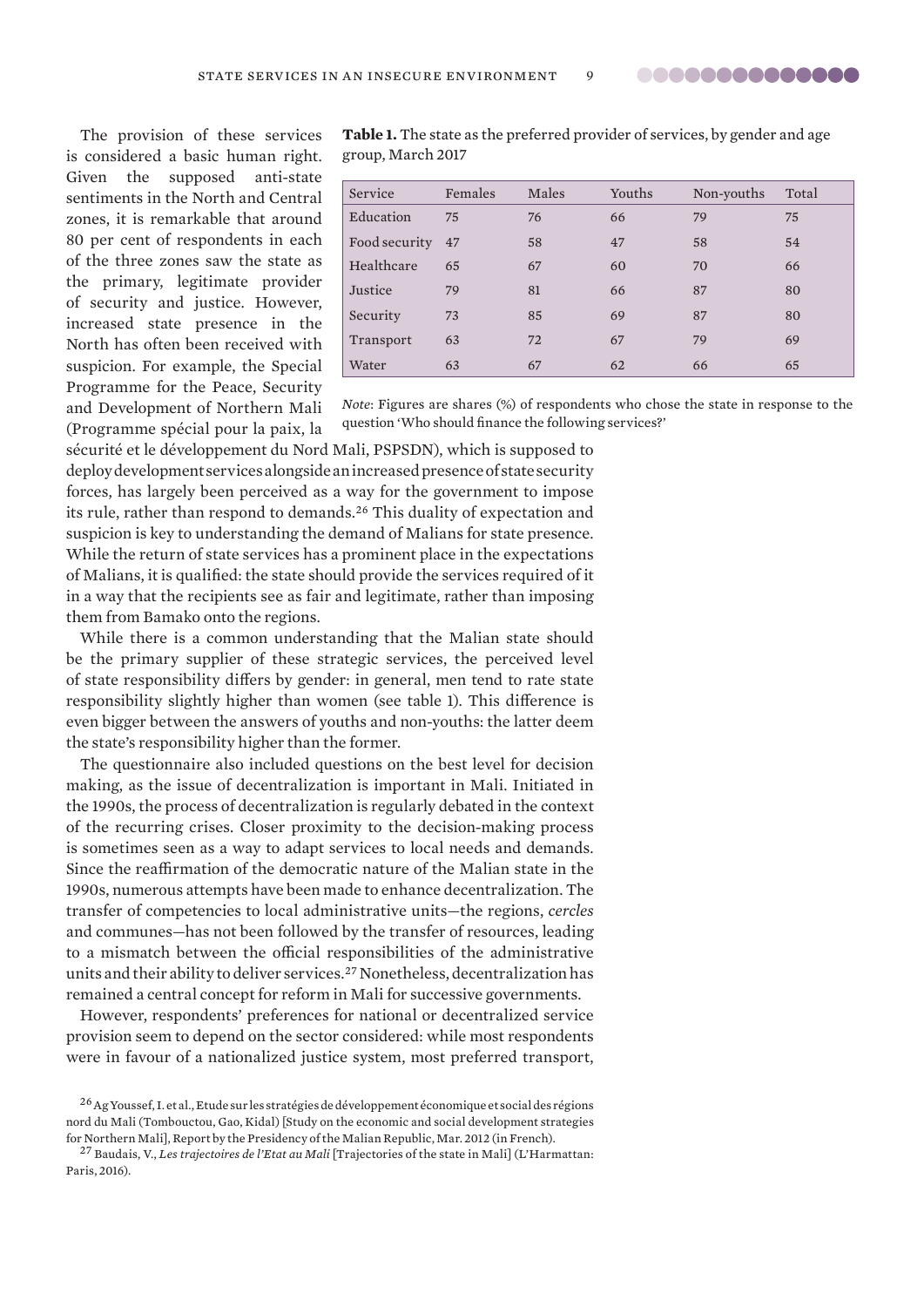The provision of these services is considered a basic human right. Given the supposed anti-state sentiments in the North and Central zones, it is remarkable that around 80 per cent of respondents in each of the three zones saw the state as the primary, legitimate provider of security and justice. However, increased state presence in the North has often been received with suspicion. For example, the Special Programme for the Peace, Security and Development of Northern Mali (Programme spécial pour la paix, la sécurité et le développement du Nord Mali, PSPSDN), which is supposed to deploy development services alongside an increased presence of state security forces, has largely been perceived as a way for the government to impose its rule, rather than respond to demands.[26] This duality of expectation and suspicion is key to understanding the demand of Malians for state presence. While the return of state services has a prominent place in the expectations of Malians, it is qualified: the state should provide the services required of it in a way that the recipients see as fair and legitimate, rather than imposing them from Bamako onto the regions.

**Table 1.** The state as the preferred provider of services, by gender and age group, March 2017

| Service | Females | Males | Youths | Non-youths | Total |
|---|---|---|---|---|---|
| Education | 75 | 76 | 66 | 79 | 75 |
| Food security | 47 | 58 | 47 | 58 | 54 |
| Healthcare | 65 | 67 | 60 | 70 | 66 |
| Justice | 79 | 81 | 66 | 87 | 80 |
| Security | 73 | 85 | 69 | 87 | 80 |
| Transport | 63 | 72 | 67 | 79 | 69 |
| Water | 63 | 67 | 62 | 66 | 65 |

*Note*: Figures are shares (%) of respondents who chose the state in response to the question 'Who should finance the following services?'

While there is a common understanding that the Malian state should be the primary supplier of these strategic services, the perceived level of state responsibility differs by gender: in general, men tend to rate state responsibility slightly higher than women (see table 1). This difference is even bigger between the answers of youths and non-youths: the latter deem the state's responsibility higher than the former.

The questionnaire also included questions on the best level for decision making, as the issue of decentralization is important in Mali. Initiated in the 1990s, the process of decentralization is regularly debated in the context of the recurring crises. Closer proximity to the decision-making process is sometimes seen as a way to adapt services to local needs and demands. Since the reaffirmation of the democratic nature of the Malian state in the 1990s, numerous attempts have been made to enhance decentralization. The transfer of competencies to local administrative units—the regions, *cercles* and communes—has not been followed by the transfer of resources, leading to a mismatch between the official responsibilities of the administrative units and their ability to deliver services.[27] Nonetheless, decentralization has remained a central concept for reform in Mali for successive governments.

However, respondents' preferences for national or decentralized service provision seem to depend on the sector considered: while most respondents were in favour of a nationalized justice system, most preferred transport,

[26] Ag Youssef, I. et al., Etude sur les stratégies de développement économique et social des régions nord du Mali (Tombouctou, Gao, Kidal) [Study on the economic and social development strategies for Northern Mali], Report by the Presidency of the Malian Republic, Mar. 2012 (in French).

[27] Baudais, V., *Les trajectoires de l'Etat au Mali* [Trajectories of the state in Mali] (L'Harmattan: Paris, 2016).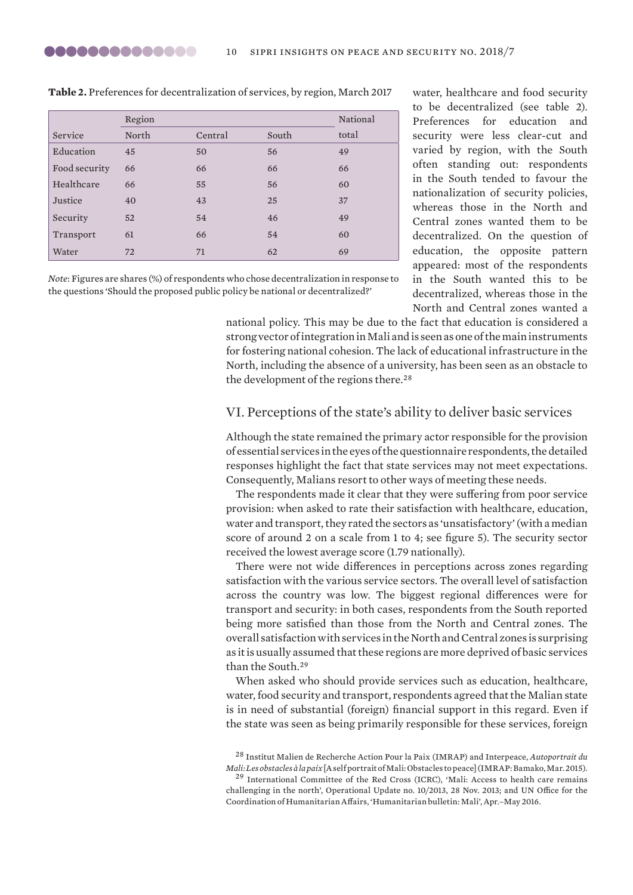**Table 2.** Preferences for decentralization of services, by region, March 2017

| Service | Region North | Central | South | National total |
|---|---|---|---|---|
| Education | 45 | 50 | 56 | 49 |
| Food security | 66 | 66 | 66 | 66 |
| Healthcare | 66 | 55 | 56 | 60 |
| Justice | 40 | 43 | 25 | 37 |
| Security | 52 | 54 | 46 | 49 |
| Transport | 61 | 66 | 54 | 60 |
| Water | 72 | 71 | 62 | 69 |

*Note*: Figures are shares (%) of respondents who chose decentralization in response to the questions 'Should the proposed public policy be national or decentralized?'

water, healthcare and food security to be decentralized (see table 2). Preferences for education and security were less clear-cut and varied by region, with the South often standing out: respondents in the South tended to favour the nationalization of security policies, whereas those in the North and Central zones wanted them to be decentralized. On the question of education, the opposite pattern appeared: most of the respondents in the South wanted this to be decentralized, whereas those in the North and Central zones wanted a national policy. This may be due to the fact that education is considered a strong vector of integration in Mali and is seen as one of the main instruments for fostering national cohesion. The lack of educational infrastructure in the North, including the absence of a university, has been seen as an obstacle to the development of the regions there.[28]

## VI. Perceptions of the state's ability to deliver basic services

Although the state remained the primary actor responsible for the provision of essential services in the eyes of the questionnaire respondents, the detailed responses highlight the fact that state services may not meet expectations. Consequently, Malians resort to other ways of meeting these needs.

The respondents made it clear that they were suffering from poor service provision: when asked to rate their satisfaction with healthcare, education, water and transport, they rated the sectors as 'unsatisfactory' (with a median score of around 2 on a scale from 1 to 4; see figure 5). The security sector received the lowest average score (1.79 nationally).

There were not wide differences in perceptions across zones regarding satisfaction with the various service sectors. The overall level of satisfaction across the country was low. The biggest regional differences were for transport and security: in both cases, respondents from the South reported being more satisfied than those from the North and Central zones. The overall satisfaction with services in the North and Central zones is surprising as it is usually assumed that these regions are more deprived of basic services than the South.[29]

When asked who should provide services such as education, healthcare, water, food security and transport, respondents agreed that the Malian state is in need of substantial (foreign) financial support in this regard. Even if the state was seen as being primarily responsible for these services, foreign

[28] Institut Malien de Recherche Action Pour la Paix (IMRAP) and Interpeace, *Autoportrait du Mali: Les obstacles à la paix* [A self portrait of Mali: Obstacles to peace] (IMRAP: Bamako, Mar. 2015).

[29] International Committee of the Red Cross (ICRC), 'Mali: Access to health care remains challenging in the north', Operational Update no. 10/2013, 28 Nov. 2013; and UN Office for the Coordination of Humanitarian Affairs, 'Humanitarian bulletin: Mali', Apr.–May 2016.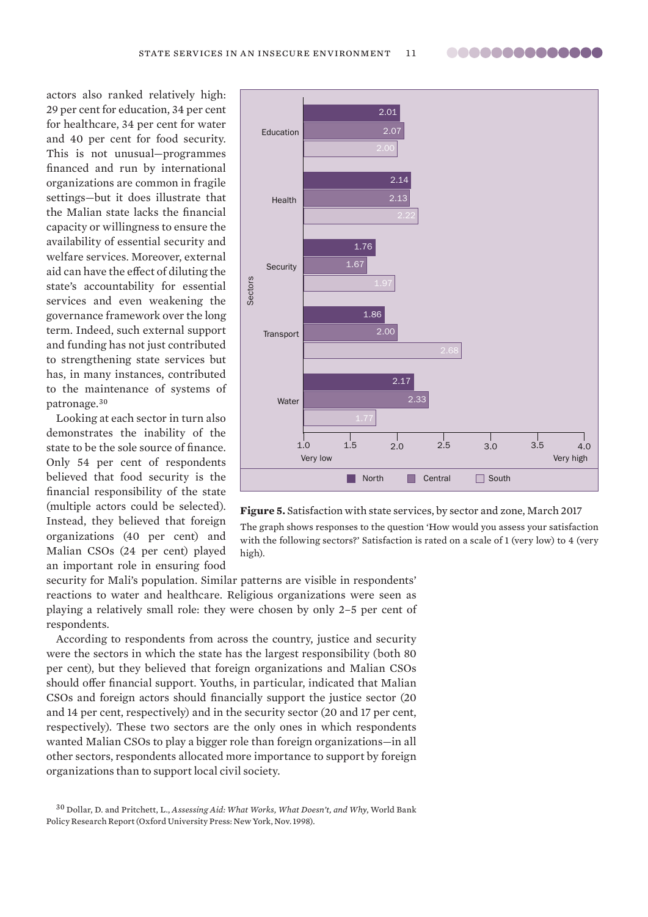actors also ranked relatively high: 29 per cent for education, 34 per cent for healthcare, 34 per cent for water and 40 per cent for food security. This is not unusual—programmes financed and run by international organizations are common in fragile settings—but it does illustrate that the Malian state lacks the financial capacity or willingness to ensure the availability of essential security and welfare services. Moreover, external aid can have the effect of diluting the state's accountability for essential services and even weakening the governance framework over the long term. Indeed, such external support and funding has not just contributed to strengthening state services but has, in many instances, contributed to the maintenance of systems of patronage.[30]

Looking at each sector in turn also demonstrates the inability of the state to be the sole source of finance. Only 54 per cent of respondents believed that food security is the financial responsibility of the state (multiple actors could be selected). Instead, they believed that foreign organizations (40 per cent) and Malian CSOs (24 per cent) played an important role in ensuring food security for Mali's population. Similar patterns are visible in respondents' reactions to water and healthcare. Religious organizations were seen as playing a relatively small role: they were chosen by only 2–5 per cent of respondents.

According to respondents from across the country, justice and security were the sectors in which the state has the largest responsibility (both 80 per cent), but they believed that foreign organizations and Malian CSOs should offer financial support. Youths, in particular, indicated that Malian CSOs and foreign actors should financially support the justice sector (20 and 14 per cent, respectively) and in the security sector (20 and 17 per cent, respectively). These two sectors are the only ones in which respondents wanted Malian CSOs to play a bigger role than foreign organizations—in all other sectors, respondents allocated more importance to support by foreign organizations than to support local civil society.

| Sectors | North | Central | South |
|---|---|---|---|
| Education | 2.01 | 2.07 | 2.00 |
| Health | 2.14 | 2.13 | 2.22 |
| Security | 1.76 | 1.67 | 1.97 |
| Transport | 1.86 | 2.00 | 2.68 |
| Water | 2.17 | 2.33 | 1.77 |

Scale: 1.0 Very low – 4.0 Very high

**Figure 5.** Satisfaction with state services, by sector and zone, March 2017

The graph shows responses to the question 'How would you assess your satisfaction with the following sectors?' Satisfaction is rated on a scale of 1 (very low) to 4 (very high).

[30] Dollar, D. and Pritchett, L., *Assessing Aid: What Works, What Doesn't, and Why*, World Bank Policy Research Report (Oxford University Press: New York, Nov. 1998).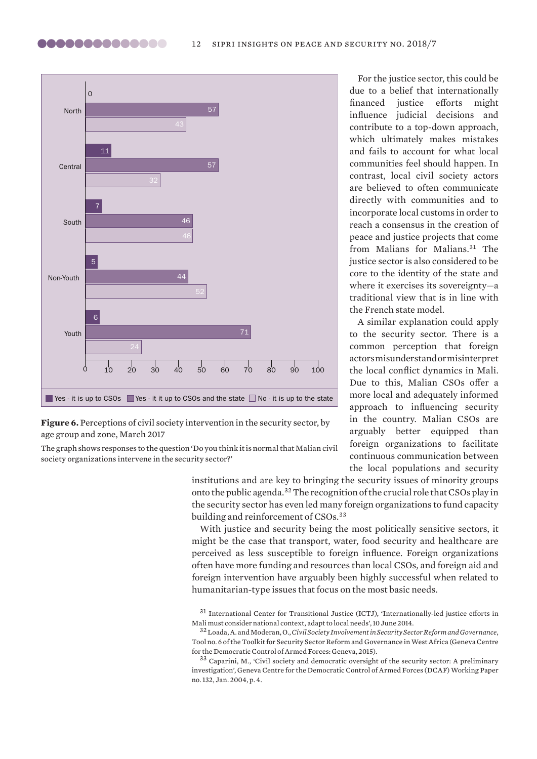| | Yes - it is up to CSOs | Yes - it it up to CSOs and the state | No - it is up to the state |
|---|---|---|---|
| North | 0 | 57 | 43 |
| Central | 11 | 57 | 32 |
| South | 7 | 46 | 46 |
| Non-Youth | 5 | 44 | 52 |
| Youth | 6 | 71 | 24 |

**Figure 6.** Perceptions of civil society intervention in the security sector, by age group and zone, March 2017

The graph shows responses to the question 'Do you think it is normal that Malian civil society organizations intervene in the security sector?'

For the justice sector, this could be due to a belief that internationally financed justice efforts might influence judicial decisions and contribute to a top-down approach, which ultimately makes mistakes and fails to account for what local communities feel should happen. In contrast, local civil society actors are believed to often communicate directly with communities and to incorporate local customs in order to reach a consensus in the creation of peace and justice projects that come from Malians for Malians.[31] The justice sector is also considered to be core to the identity of the state and where it exercises its sovereignty—a traditional view that is in line with the French state model.

A similar explanation could apply to the security sector. There is a common perception that foreign actors misunderstand or misinterpret the local conflict dynamics in Mali. Due to this, Malian CSOs offer a more local and adequately informed approach to influencing security in the country. Malian CSOs are arguably better equipped than foreign organizations to facilitate continuous communication between the local populations and security institutions and are key to bringing the security issues of minority groups onto the public agenda.[32] The recognition of the crucial role that CSOs play in the security sector has even led many foreign organizations to fund capacity building and reinforcement of CSOs.[33]

With justice and security being the most politically sensitive sectors, it might be the case that transport, water, food security and healthcare are perceived as less susceptible to foreign influence. Foreign organizations often have more funding and resources than local CSOs, and foreign aid and foreign intervention have arguably been highly successful when related to humanitarian-type issues that focus on the most basic needs.

[31] International Center for Transitional Justice (ICTJ), 'Internationally-led justice efforts in Mali must consider national context, adapt to local needs', 10 June 2014.

[32] Loada, A. and Moderan, O., *Civil Society Involvement in Security Sector Reform and Governance*, Tool no. 6 of the Toolkit for Security Sector Reform and Governance in West Africa (Geneva Centre for the Democratic Control of Armed Forces: Geneva, 2015).

[33] Caparini, M., 'Civil society and democratic oversight of the security sector: A preliminary investigation', Geneva Centre for the Democratic Control of Armed Forces (DCAF) Working Paper no. 132, Jan. 2004, p. 4.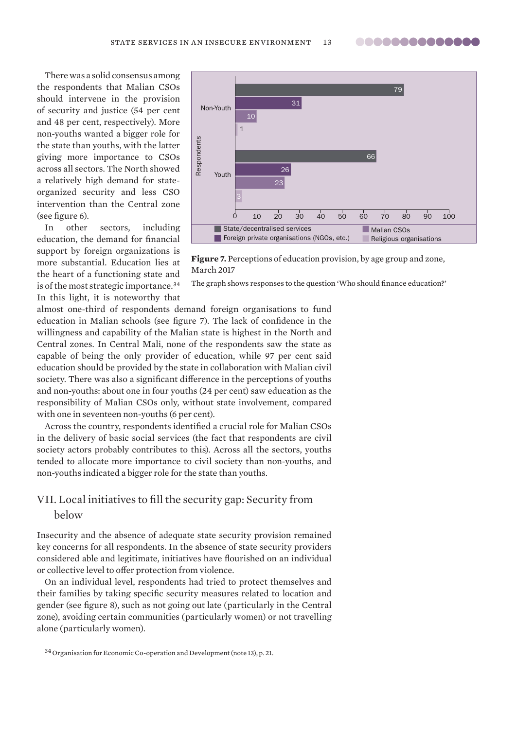There was a solid consensus among the respondents that Malian CSOs should intervene in the provision of security and justice (54 per cent and 48 per cent, respectively). More non-youths wanted a bigger role for the state than youths, with the latter giving more importance to CSOs across all sectors. The North showed a relatively high demand for state-organized security and less CSO intervention than the Central zone (see figure 6).

In other sectors, including education, the demand for financial support by foreign organizations is more substantial. Education lies at the heart of a functioning state and is of the most strategic importance.[34] In this light, it is noteworthy that almost one-third of respondents demand foreign organisations to fund education in Malian schools (see figure 7). The lack of confidence in the willingness and capability of the Malian state is highest in the North and Central zones. In Central Mali, none of the respondents saw the state as capable of being the only provider of education, while 97 per cent said education should be provided by the state in collaboration with Malian civil society. There was also a significant difference in the perceptions of youths and non-youths: about one in four youths (24 per cent) saw education as the responsibility of Malian CSOs only, without state involvement, compared with one in seventeen non-youths (6 per cent).

Across the country, respondents identified a crucial role for Malian CSOs in the delivery of basic social services (the fact that respondents are civil society actors probably contributes to this). Across all the sectors, youths tended to allocate more importance to civil society than non-youths, and non-youths indicated a bigger role for the state than youths.

| Respondents | State/decentralised services | Foreign private organisations (NGOs, etc.) | Malian CSOs | Religious organisations |
| --- | --- | --- | --- | --- |
| Non-Youth | 79 | 31 | 10 | 1 |
| Youth | 66 | 26 | 23 | 3 |

**Figure 7.** Perceptions of education provision, by age group and zone, March 2017

The graph shows responses to the question 'Who should finance education?'

## VII. Local initiatives to fill the security gap: Security from below

Insecurity and the absence of adequate state security provision remained key concerns for all respondents. In the absence of state security providers considered able and legitimate, initiatives have flourished on an individual or collective level to offer protection from violence.

On an individual level, respondents had tried to protect themselves and their families by taking specific security measures related to location and gender (see figure 8), such as not going out late (particularly in the Central zone), avoiding certain communities (particularly women) or not travelling alone (particularly women).

[34] Organisation for Economic Co-operation and Development (note 13), p. 21.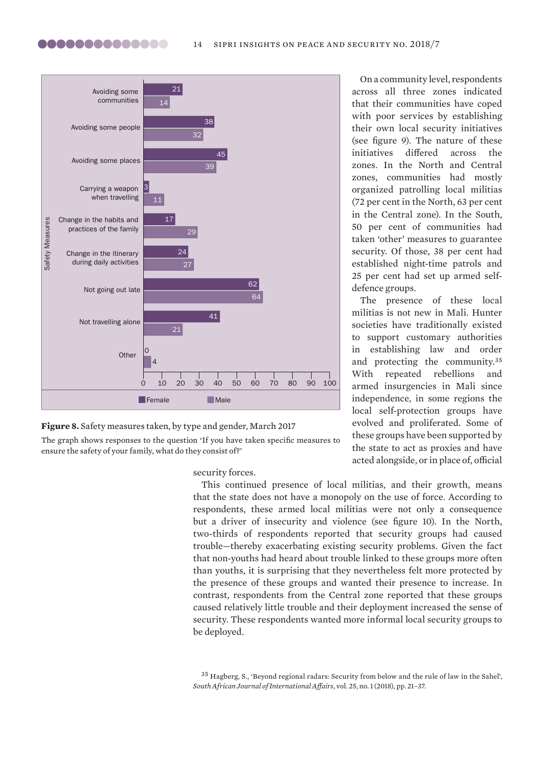| Safety Measures | Female | Male |
|---|---|---|
| Avoiding some communities | 21 | 14 |
| Avoiding some people | 38 | 32 |
| Avoiding some places | 45 | 39 |
| Carrying a weapon when travelling | 3 | 11 |
| Change in the habits and practices of the family | 17 | 29 |
| Change in the itinerary during daily activities | 24 | 27 |
| Not going out late | 62 | 64 |
| Not travelling alone | 41 | 21 |
| Other | 0 | 4 |

**Figure 8.** Safety measures taken, by type and gender, March 2017

The graph shows responses to the question 'If you have taken specific measures to ensure the safety of your family, what do they consist of?'

On a community level, respondents across all three zones indicated that their communities have coped with poor services by establishing their own local security initiatives (see figure 9). The nature of these initiatives differed across the zones. In the North and Central zones, communities had mostly organized patrolling local militias (72 per cent in the North, 63 per cent in the Central zone). In the South, 50 per cent of communities had taken 'other' measures to guarantee security. Of those, 38 per cent had established night-time patrols and 25 per cent had set up armed self-defence groups.

The presence of these local militias is not new in Mali. Hunter societies have traditionally existed to support customary authorities in establishing law and order and protecting the community.[35] With repeated rebellions and armed insurgencies in Mali since independence, in some regions the local self-protection groups have evolved and proliferated. Some of these groups have been supported by the state to act as proxies and have acted alongside, or in place of, official security forces.

This continued presence of local militias, and their growth, means that the state does not have a monopoly on the use of force. According to respondents, these armed local militias were not only a consequence but a driver of insecurity and violence (see figure 10). In the North, two-thirds of respondents reported that security groups had caused trouble—thereby exacerbating existing security problems. Given the fact that non-youths had heard about trouble linked to these groups more often than youths, it is surprising that they nevertheless felt more protected by the presence of these groups and wanted their presence to increase. In contrast, respondents from the Central zone reported that these groups caused relatively little trouble and their deployment increased the sense of security. These respondents wanted more informal local security groups to be deployed.

[35] Hagberg, S., 'Beyond regional radars: Security from below and the rule of law in the Sahel', *South African Journal of International Affairs*, vol. 25, no. 1 (2018), pp. 21–37.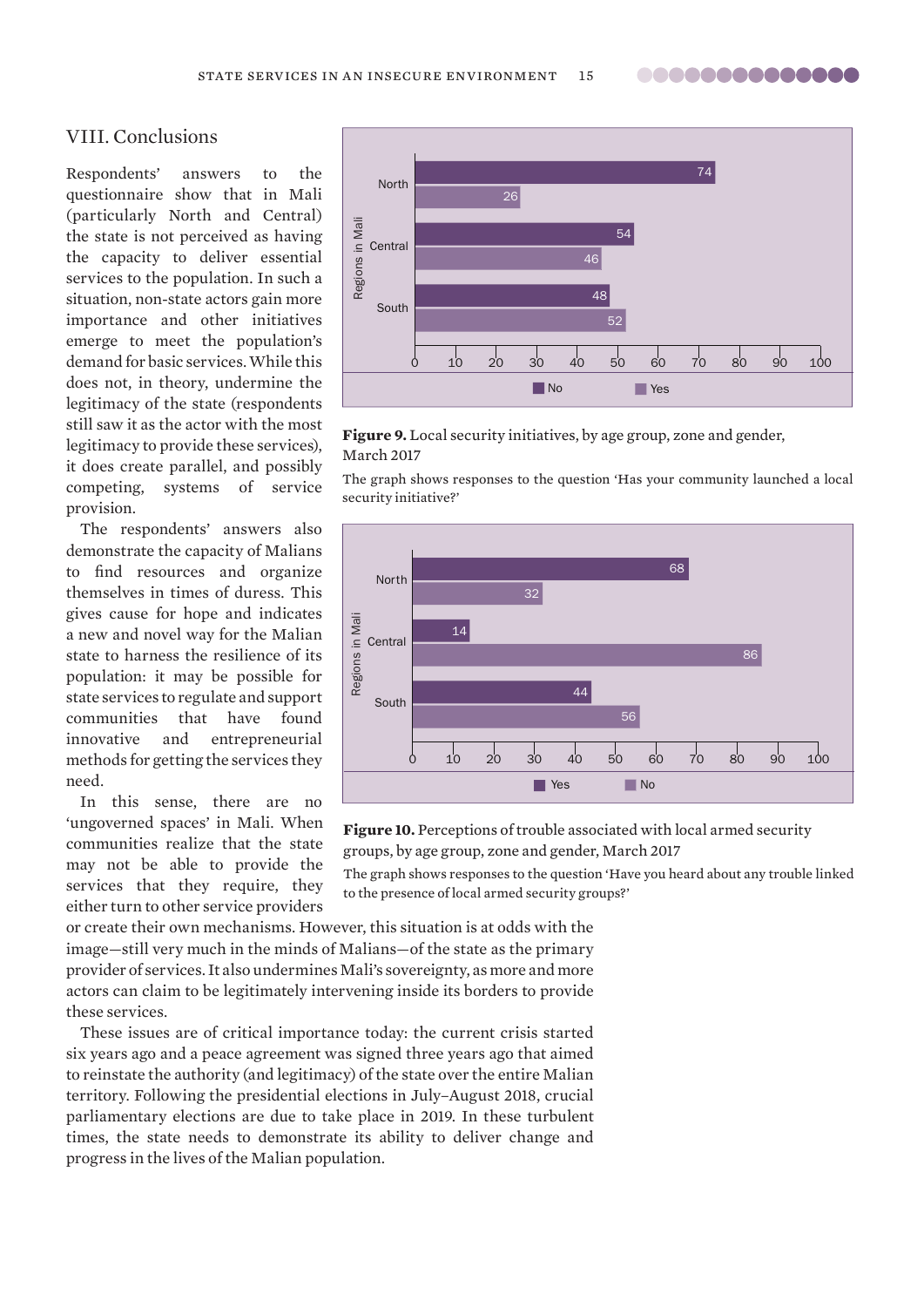## VIII. Conclusions

Respondents' answers to the questionnaire show that in Mali (particularly North and Central) the state is not perceived as having the capacity to deliver essential services to the population. In such a situation, non-state actors gain more importance and other initiatives emerge to meet the population's demand for basic services. While this does not, in theory, undermine the legitimacy of the state (respondents still saw it as the actor with the most legitimacy to provide these services), it does create parallel, and possibly competing, systems of service provision.

The respondents' answers also demonstrate the capacity of Malians to find resources and organize themselves in times of duress. This gives cause for hope and indicates a new and novel way for the Malian state to harness the resilience of its population: it may be possible for state services to regulate and support communities that have found innovative and entrepreneurial methods for getting the services they need.

In this sense, there are no 'ungoverned spaces' in Mali. When communities realize that the state may not be able to provide the services that they require, they either turn to other service providers or create their own mechanisms. However, this situation is at odds with the image—still very much in the minds of Malians—of the state as the primary provider of services. It also undermines Mali's sovereignty, as more and more actors can claim to be legitimately intervening inside its borders to provide these services.

These issues are of critical importance today: the current crisis started six years ago and a peace agreement was signed three years ago that aimed to reinstate the authority (and legitimacy) of the state over the entire Malian territory. Following the presidential elections in July–August 2018, crucial parliamentary elections are due to take place in 2019. In these turbulent times, the state needs to demonstrate its ability to deliver change and progress in the lives of the Malian population.

| Regions in Mali | No | Yes |
|---|---|---|
| North | 74 | 26 |
| Central | 54 | 46 |
| South | 48 | 52 |

**Figure 9.** Local security initiatives, by age group, zone and gender, March 2017

The graph shows responses to the question 'Has your community launched a local security initiative?'

| Regions in Mali | Yes | No |
|---|---|---|
| North | 68 | 32 |
| Central | 14 | 86 |
| South | 44 | 56 |

**Figure 10.** Perceptions of trouble associated with local armed security groups, by age group, zone and gender, March 2017

The graph shows responses to the question 'Have you heard about any trouble linked to the presence of local armed security groups?'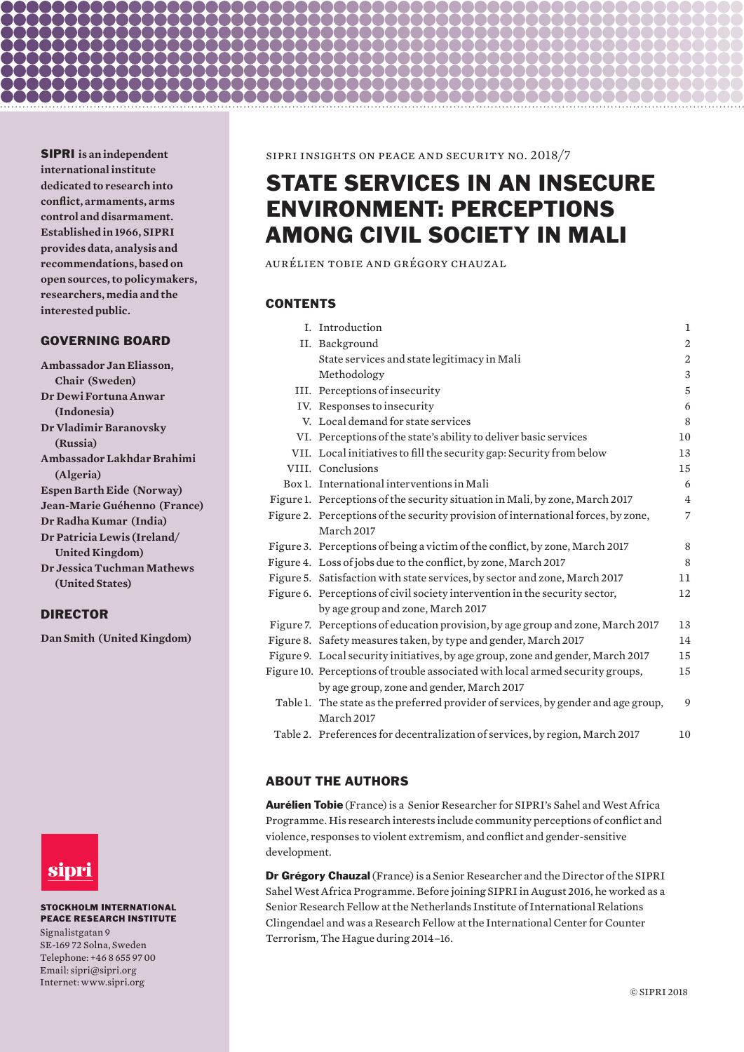**SIPRI is an independent international institute dedicated to research into conflict, armaments, arms control and disarmament. Established in 1966, SIPRI provides data, analysis and recommendations, based on open sources, to policymakers, researchers, media and the interested public.**

## GOVERNING BOARD

**Ambassador Jan Eliasson, Chair (Sweden)**
**Dr Dewi Fortuna Anwar (Indonesia)**
**Dr Vladimir Baranovsky (Russia)**
**Ambassador Lakhdar Brahimi (Algeria)**
**Espen Barth Eide (Norway)**
**Jean-Marie Guéhenno (France)**
**Dr Radha Kumar (India)**
**Dr Patricia Lewis (Ireland/ United Kingdom)**
**Dr Jessica Tuchman Mathews (United States)**

## DIRECTOR

**Dan Smith (United Kingdom)**

**STOCKHOLM INTERNATIONAL PEACE RESEARCH INSTITUTE**
Signalistgatan 9
SE-169 72 Solna, Sweden
Telephone: +46 8 655 97 00
Email: sipri@sipri.org
Internet: www.sipri.org

SIPRI INSIGHTS ON PEACE AND SECURITY NO. 2018/7

# STATE SERVICES IN AN INSECURE ENVIRONMENT: PERCEPTIONS AMONG CIVIL SOCIETY IN MALI

AURÉLIEN TOBIE AND GRÉGORY CHAUZAL

## CONTENTS

| | | |
|---|---|---|
| I. | Introduction | 1 |
| II. | Background | 2 |
| | State services and state legitimacy in Mali | 2 |
| | Methodology | 3 |
| III. | Perceptions of insecurity | 5 |
| IV. | Responses to insecurity | 6 |
| V. | Local demand for state services | 8 |
| VI. | Perceptions of the state's ability to deliver basic services | 10 |
| VII. | Local initiatives to fill the security gap: Security from below | 13 |
| VIII. | Conclusions | 15 |
| Box 1. | International interventions in Mali | 6 |
| Figure 1. | Perceptions of the security situation in Mali, by zone, March 2017 | 4 |
| Figure 2. | Perceptions of the security provision of international forces, by zone, March 2017 | 7 |
| Figure 3. | Perceptions of being a victim of the conflict, by zone, March 2017 | 8 |
| Figure 4. | Loss of jobs due to the conflict, by zone, March 2017 | 8 |
| Figure 5. | Satisfaction with state services, by sector and zone, March 2017 | 11 |
| Figure 6. | Perceptions of civil society intervention in the security sector, by age group and zone, March 2017 | 12 |
| Figure 7. | Perceptions of education provision, by age group and zone, March 2017 | 13 |
| Figure 8. | Safety measures taken, by type and gender, March 2017 | 14 |
| Figure 9. | Local security initiatives, by age group, zone and gender, March 2017 | 15 |
| Figure 10. | Perceptions of trouble associated with local armed security groups, by age group, zone and gender, March 2017 | 15 |
| Table 1. | The state as the preferred provider of services, by gender and age group, March 2017 | 9 |
| Table 2. | Preferences for decentralization of services, by region, March 2017 | 10 |

## ABOUT THE AUTHORS

**Aurélien Tobie** (France) is a Senior Researcher for SIPRI's Sahel and West Africa Programme. His research interests include community perceptions of conflict and violence, responses to violent extremism, and conflict and gender-sensitive development.

**Dr Grégory Chauzal** (France) is a Senior Researcher and the Director of the SIPRI Sahel West Africa Programme. Before joining SIPRI in August 2016, he worked as a Senior Research Fellow at the Netherlands Institute of International Relations Clingendael and was a Research Fellow at the International Center for Counter Terrorism, The Hague during 2014–16.

© SIPRI 2018